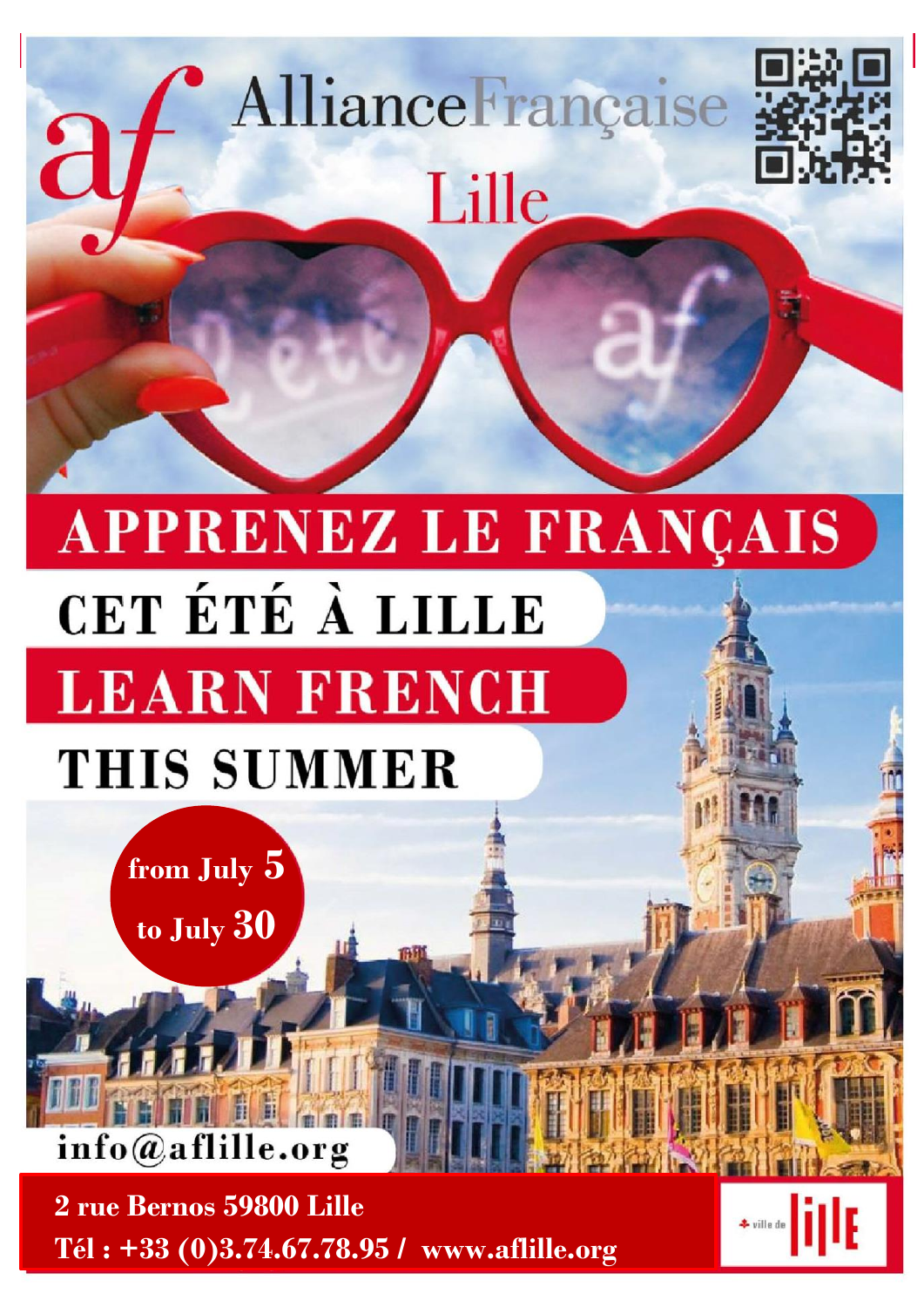# Alliance Française Lille

# APPRENEZ LE FRANÇAIS

## CET ÉTÉ À LILLE

# LEARN FRENCH

## THIS SUMMER

**from July 5**
**to July 30**

info@aflille.org

**2 rue Bernos 59800 Lille**
**Tél : +33 (0)3.74.67.78.95 / www.aflille.org**

ville de lille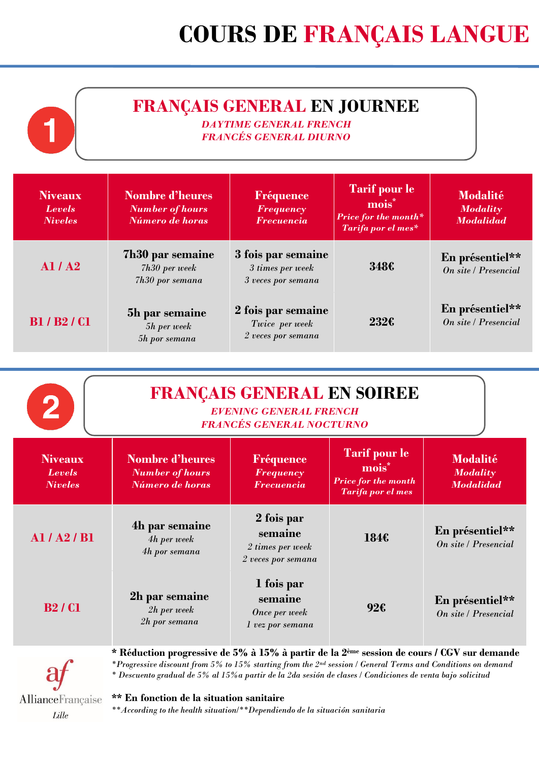# COURS DE FRANÇAIS LANGUE

## 1 FRANÇAIS GENERAL EN JOURNEE

*DAYTIME GENERAL FRENCH*
*FRANCÉS GENERAL DIURNO*

| Niveaux *Levels* *Niveles* | Nombre d'heures *Number of hours* *Número de horas* | Fréquence *Frequency* *Frecuencia* | Tarif pour le mois* *Price for the month** *Tarifa por el mes** | Modalité *Modality* *Modalidad* |
|---|---|---|---|---|
| A1 / A2 | **7h30 par semaine** *7h30 per week* *7h30 por semana* | **3 fois par semaine** *3 times per week* *3 veces por semana* | **348€** | **En présentiel**** *On site / Presencial* |
| B1 / B2 / C1 | **5h par semaine** *5h per week* *5h por semana* | **2 fois par semaine** *Twice per week* *2 veces por semana* | **232€** | **En présentiel**** *On site / Presencial* |

## 2 FRANÇAIS GENERAL EN SOIREE

*EVENING GENERAL FRENCH*
*FRANCÉS GENERAL NOCTURNO*

| Niveaux *Levels* *Niveles* | Nombre d'heures *Number of hours* *Número de horas* | Fréquence *Frequency* *Frecuencia* | Tarif pour le mois* *Price for the month* *Tarifa por el mes* | Modalité *Modality* *Modalidad* |
|---|---|---|---|---|
| A1 / A2 / B1 | **4h par semaine** *4h per week* *4h por semana* | **2 fois par semaine** *2 times per week* *2 veces por semana* | **184€** | **En présentiel**** *On site / Presencial* |
| B2 / C1 | **2h par semaine** *2h per week* *2h por semana* | **1 fois par semaine** *Once per week* *1 vez por semana* | **92€** | **En présentiel**** *On site / Presencial* |

**\* Réduction progressive de 5% à 15% à partir de la 2ème session de cours / CGV sur demande**
*\*Progressive discount from 5% to 15% starting from the 2nd session / General Terms and Conditions on demand*
*\* Descuento gradual de 5% al 15%a partir de la 2da sesión de clases / Condiciones de venta bajo solicitud*

**\*\* En fonction de la situation sanitaire**
*\*\*According to the health situation/\*\*Dependiendo de la situación sanitaria*

AllianceFrançaise
Lille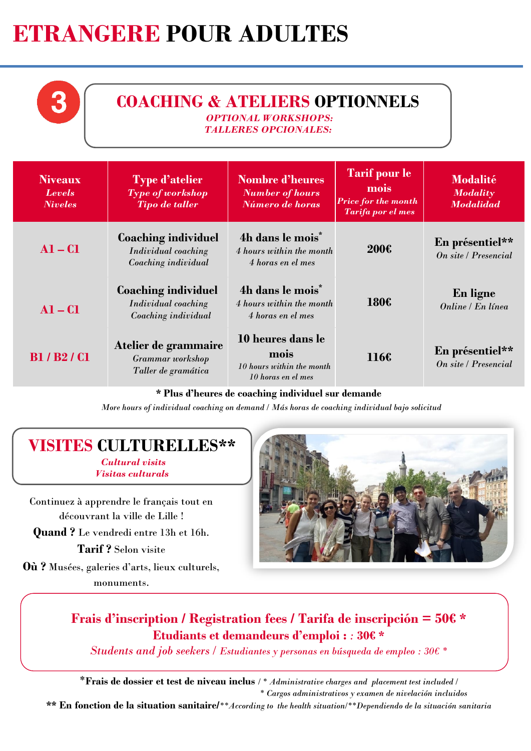# ETRANGERE POUR ADULTES

## 3 COACHING & ATELIERS OPTIONNELS

*OPTIONAL WORKSHOPS:*
*TALLERES OPCIONALES:*

| Niveaux *Levels* *Niveles* | Type d'atelier *Type of workshop* *Tipo de taller* | Nombre d'heures *Number of hours* *Número de horas* | Tarif pour le mois *Price for the month* *Tarifa por el mes* | Modalité *Modality* *Modalidad* |
|---|---|---|---|---|
| A1 – C1 | **Coaching individuel** *Individual coaching* *Coaching individual* | **4h dans le mois*** *4 hours within the month* *4 horas en el mes* | **200€** | **En présentiel**** *On site / Presencial* |
| A1 – C1 | **Coaching individuel** *Individual coaching* *Coaching individual* | **4h dans le mois*** *4 hours within the month* *4 horas en el mes* | **180€** | **En ligne** *Online / En línea* |
| B1 / B2 / C1 | **Atelier de grammaire** *Grammar workshop* *Taller de gramática* | **10 heures dans le mois** *10 hours within the month* *10 horas en el mes* | **116€** | **En présentiel**** *On site / Presencial* |

**\* Plus d'heures de coaching individuel sur demande**
*More hours of individual coaching on demand / Más horas de coaching individual bajo solicitud*

## VISITES CULTURELLES**

*Cultural visits*
*Visitas culturals*

Continuez à apprendre le français tout en découvrant la ville de Lille !

**Quand ?** Le vendredi entre 13h et 16h.

**Tarif ?** Selon visite

**Où ?** Musées, galeries d'arts, lieux culturels, monuments.

**Frais d'inscription / Registration fees / Tarifa de inscripción = 50€ ***
**Etudiants et demandeurs d'emploi : : 30€ ***
*Students and job seekers / Estudiantes y personas en búsqueda de empleo : 30€ **

***Frais de dossier et test de niveau inclus** / *\* Administrative charges and placement test included / \* Cargos administrativos y examen de nivelación incluidos*

**\*\* En fonction de la situation sanitaire/***\*\*According to the health situation/\*\*Dependiendo de la situación sanitaria*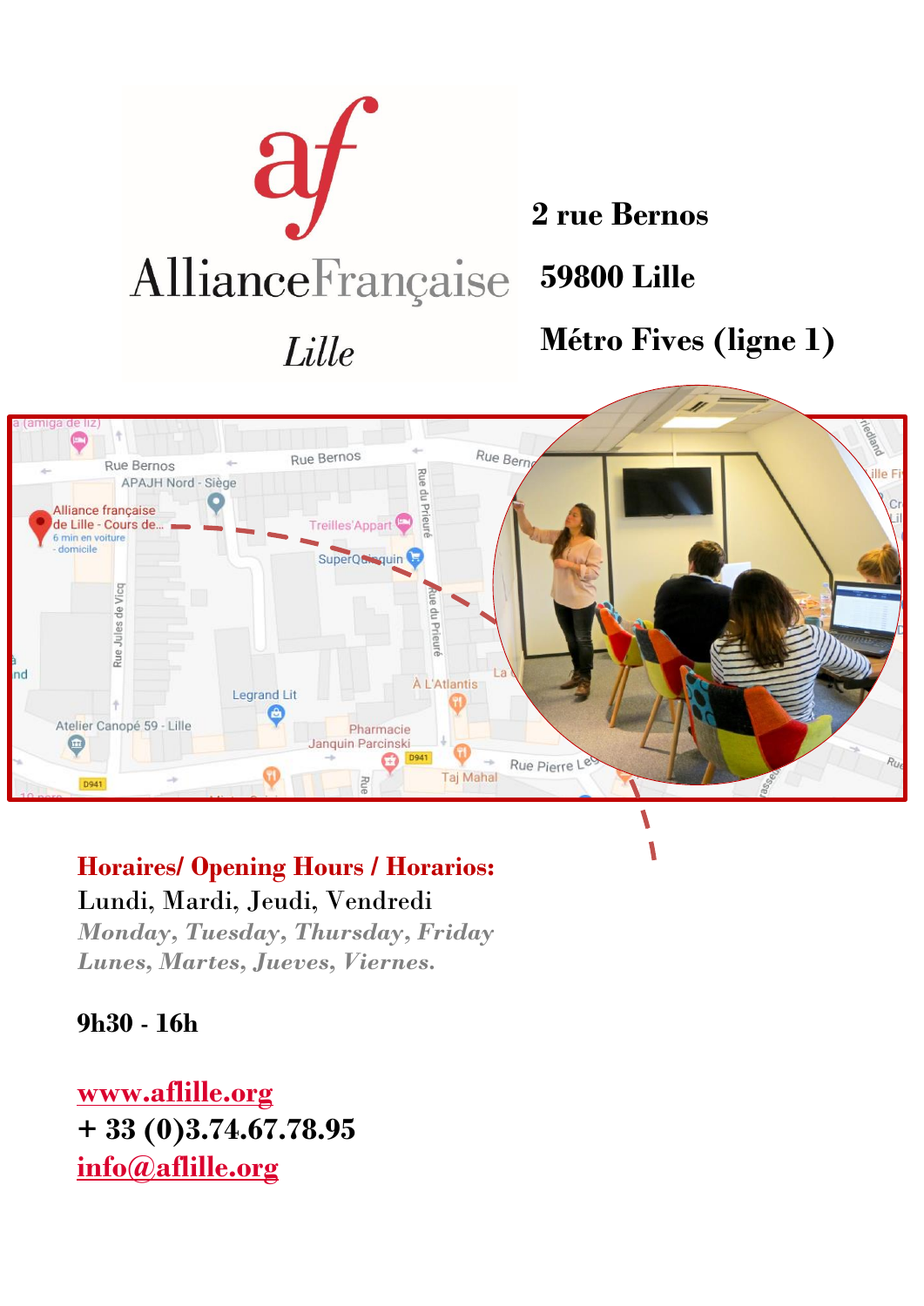Alliance Française Lille

**2 rue Bernos**

**59800 Lille**

**Métro Fives (ligne 1)**

**Horaires/ Opening Hours / Horarios:**

Lundi, Mardi, Jeudi, Vendredi

*Monday, Tuesday, Thursday, Friday*

*Lunes, Martes, Jueves, Viernes.*

**9h30 - 16h**

**www.aflille.org**

**+ 33 (0)3.74.67.78.95**

**info@aflille.org**